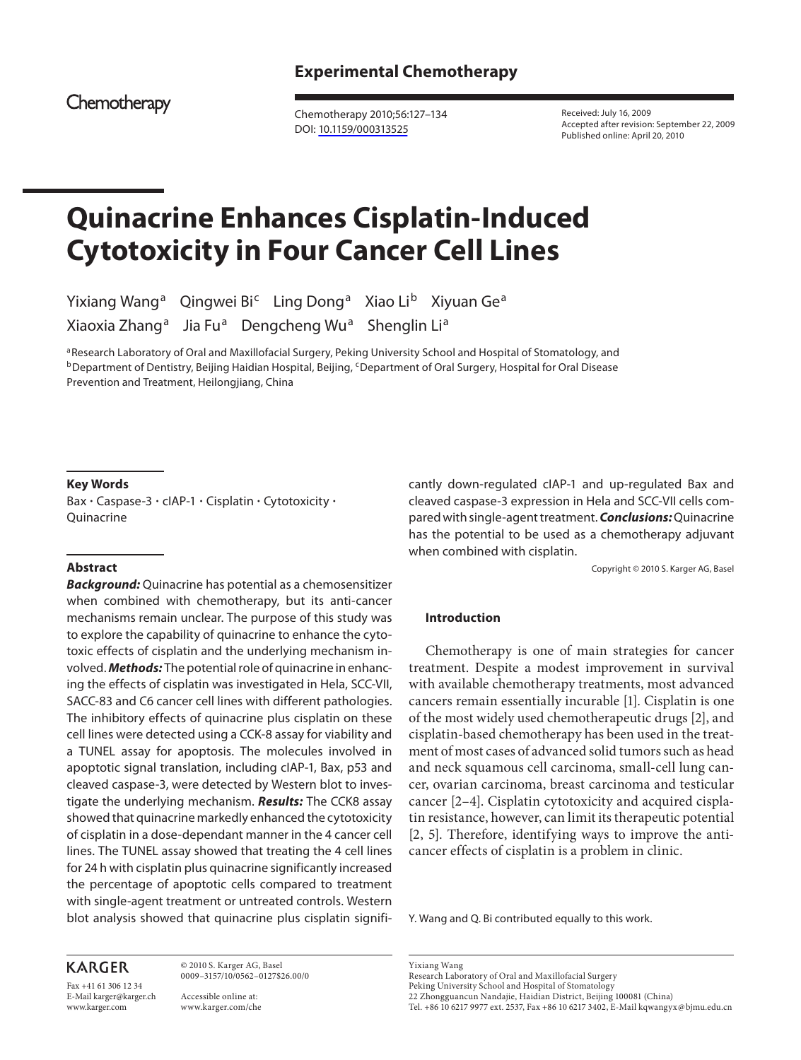**Experimental Chemotherapy**

Chemotherapy

Chemotherapy 2010;56:127–134
DOI: 10.1159/000313525

Received: July 16, 2009
Accepted after revision: September 22, 2009
Published online: April 20, 2010

# Quinacrine Enhances Cisplatin-Induced Cytotoxicity in Four Cancer Cell Lines

Yixiang Wang[a] Qingwei Bi[c] Ling Dong[a] Xiao Li[b] Xiyuan Ge[a] Xiaoxia Zhang[a] Jia Fu[a] Dengcheng Wu[a] Shenglin Li[a]

[a]Research Laboratory of Oral and Maxillofacial Surgery, Peking University School and Hospital of Stomatology, and [b]Department of Dentistry, Beijing Haidian Hospital, Beijing, [c]Department of Oral Surgery, Hospital for Oral Disease Prevention and Treatment, Heilongjiang, China

### Key Words

Bax · Caspase-3 · cIAP-1 · Cisplatin · Cytotoxicity · Quinacrine

### Abstract

***Background:*** Quinacrine has potential as a chemosensitizer when combined with chemotherapy, but its anti-cancer mechanisms remain unclear. The purpose of this study was to explore the capability of quinacrine to enhance the cytotoxic effects of cisplatin and the underlying mechanism involved. ***Methods:*** The potential role of quinacrine in enhancing the effects of cisplatin was investigated in Hela, SCC-VII, SACC-83 and C6 cancer cell lines with different pathologies. The inhibitory effects of quinacrine plus cisplatin on these cell lines were detected using a CCK-8 assay for viability and a TUNEL assay for apoptosis. The molecules involved in apoptotic signal translation, including cIAP-1, Bax, p53 and cleaved caspase-3, were detected by Western blot to investigate the underlying mechanism. ***Results:*** The CCK8 assay showed that quinacrine markedly enhanced the cytotoxicity of cisplatin in a dose-dependant manner in the 4 cancer cell lines. The TUNEL assay showed that treating the 4 cell lines for 24 h with cisplatin plus quinacrine significantly increased the percentage of apoptotic cells compared to treatment with single-agent treatment or untreated controls. Western blot analysis showed that quinacrine plus cisplatin significantly down-regulated cIAP-1 and up-regulated Bax and cleaved caspase-3 expression in Hela and SCC-VII cells compared with single-agent treatment. ***Conclusions:*** Quinacrine has the potential to be used as a chemotherapy adjuvant when combined with cisplatin.

Copyright © 2010 S. Karger AG, Basel

### Introduction

Chemotherapy is one of main strategies for cancer treatment. Despite a modest improvement in survival with available chemotherapy treatments, most advanced cancers remain essentially incurable [1]. Cisplatin is one of the most widely used chemotherapeutic drugs [2], and cisplatin-based chemotherapy has been used in the treatment of most cases of advanced solid tumors such as head and neck squamous cell carcinoma, small-cell lung cancer, ovarian carcinoma, breast carcinoma and testicular cancer [2–4]. Cisplatin cytotoxicity and acquired cisplatin resistance, however, can limit its therapeutic potential [2, 5]. Therefore, identifying ways to improve the anti-cancer effects of cisplatin is a problem in clinic.

Y. Wang and Q. Bi contributed equally to this work.

KARGER
Fax +41 61 306 12 34
E-Mail karger@karger.ch
www.karger.com

© 2010 S. Karger AG, Basel
0009–3157/10/0562–0127$26.00/0

Accessible online at:
www.karger.com/che

Yixiang Wang
Research Laboratory of Oral and Maxillofacial Surgery
Peking University School and Hospital of Stomatology
22 Zhongguancun Nandajie, Haidian District, Beijing 100081 (China)
Tel. +86 10 6217 9977 ext. 2537, Fax +86 10 6217 3402, E-Mail kqwangyx@bjmu.edu.cn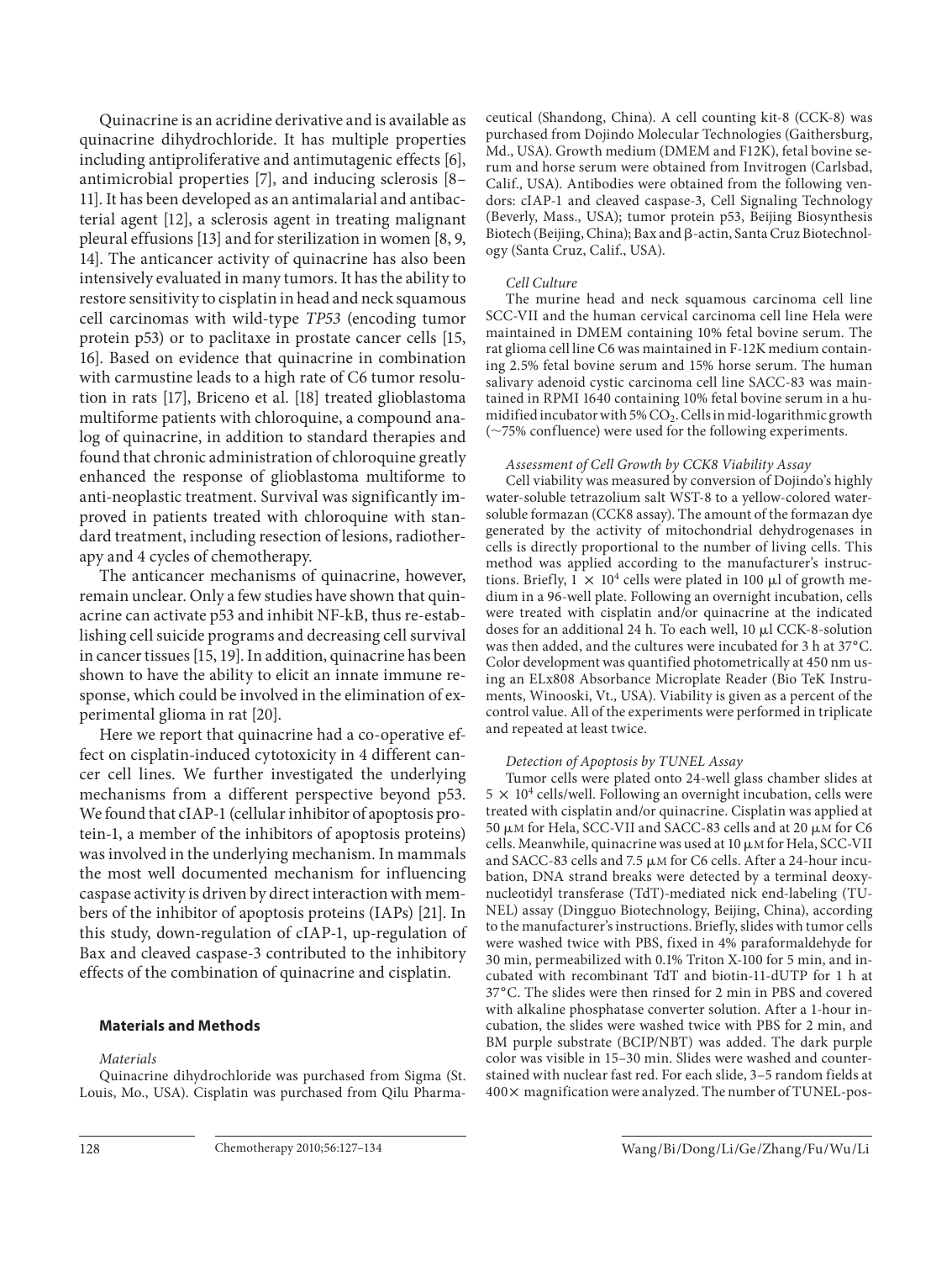Quinacrine is an acridine derivative and is available as quinacrine dihydrochloride. It has multiple properties including antiproliferative and antimutagenic effects [6], antimicrobial properties [7], and inducing sclerosis [8–11]. It has been developed as an antimalarial and antibacterial agent [12], a sclerosis agent in treating malignant pleural effusions [13] and for sterilization in women [8, 9, 14]. The anticancer activity of quinacrine has also been intensively evaluated in many tumors. It has the ability to restore sensitivity to cisplatin in head and neck squamous cell carcinomas with wild-type *TP53* (encoding tumor protein p53) or to paclitaxe in prostate cancer cells [15, 16]. Based on evidence that quinacrine in combination with carmustine leads to a high rate of C6 tumor resolution in rats [17], Briceno et al. [18] treated glioblastoma multiforme patients with chloroquine, a compound analog of quinacrine, in addition to standard therapies and found that chronic administration of chloroquine greatly enhanced the response of glioblastoma multiforme to anti-neoplastic treatment. Survival was significantly improved in patients treated with chloroquine with standard treatment, including resection of lesions, radiotherapy and 4 cycles of chemotherapy.

The anticancer mechanisms of quinacrine, however, remain unclear. Only a few studies have shown that quinacrine can activate p53 and inhibit NF-kB, thus re-establishing cell suicide programs and decreasing cell survival in cancer tissues [15, 19]. In addition, quinacrine has been shown to have the ability to elicit an innate immune response, which could be involved in the elimination of experimental glioma in rat [20].

Here we report that quinacrine had a co-operative effect on cisplatin-induced cytotoxicity in 4 different cancer cell lines. We further investigated the underlying mechanisms from a different perspective beyond p53. We found that cIAP-1 (cellular inhibitor of apoptosis protein-1, a member of the inhibitors of apoptosis proteins) was involved in the underlying mechanism. In mammals the most well documented mechanism for influencing caspase activity is driven by direct interaction with members of the inhibitor of apoptosis proteins (IAPs) [21]. In this study, down-regulation of cIAP-1, up-regulation of Bax and cleaved caspase-3 contributed to the inhibitory effects of the combination of quinacrine and cisplatin.

## Materials and Methods

### *Materials*

Quinacrine dihydrochloride was purchased from Sigma (St. Louis, Mo., USA). Cisplatin was purchased from Qilu Pharmaceutical (Shandong, China). A cell counting kit-8 (CCK-8) was purchased from Dojindo Molecular Technologies (Gaithersburg, Md., USA). Growth medium (DMEM and F12K), fetal bovine serum and horse serum were obtained from Invitrogen (Carlsbad, Calif., USA). Antibodies were obtained from the following vendors: cIAP-1 and cleaved caspase-3, Cell Signaling Technology (Beverly, Mass., USA); tumor protein p53, Beijing Biosynthesis Biotech (Beijing, China); Bax and β-actin, Santa Cruz Biotechnology (Santa Cruz, Calif., USA).

### *Cell Culture*

The murine head and neck squamous carcinoma cell line SCC-VII and the human cervical carcinoma cell line Hela were maintained in DMEM containing 10% fetal bovine serum. The rat glioma cell line C6 was maintained in F-12K medium containing 2.5% fetal bovine serum and 15% horse serum. The human salivary adenoid cystic carcinoma cell line SACC-83 was maintained in RPMI 1640 containing 10% fetal bovine serum in a humidified incubator with 5% $CO_2$. Cells in mid-logarithmic growth (~75% confluence) were used for the following experiments.

### *Assessment of Cell Growth by CCK8 Viability Assay*

Cell viability was measured by conversion of Dojindo's highly water-soluble tetrazolium salt WST-8 to a yellow-colored water-soluble formazan (CCK8 assay). The amount of the formazan dye generated by the activity of mitochondrial dehydrogenases in cells is directly proportional to the number of living cells. This method was applied according to the manufacturer's instructions. Briefly, $1 \times 10^4$ cells were plated in 100 μl of growth medium in a 96-well plate. Following an overnight incubation, cells were treated with cisplatin and/or quinacrine at the indicated doses for an additional 24 h. To each well, 10 μl CCK-8-solution was then added, and the cultures were incubated for 3 h at 37°C. Color development was quantified photometrically at 450 nm using an ELx808 Absorbance Microplate Reader (Bio TeK Instruments, Winooski, Vt., USA). Viability is given as a percent of the control value. All of the experiments were performed in triplicate and repeated at least twice.

### *Detection of Apoptosis by TUNEL Assay*

Tumor cells were plated onto 24-well glass chamber slides at $5 \times 10^4$ cells/well. Following an overnight incubation, cells were treated with cisplatin and/or quinacrine. Cisplatin was applied at 50 μM for Hela, SCC-VII and SACC-83 cells and at 20 μM for C6 cells. Meanwhile, quinacrine was used at 10 μM for Hela, SCC-VII and SACC-83 cells and 7.5 μM for C6 cells. After a 24-hour incubation, DNA strand breaks were detected by a terminal deoxynucleotidyl transferase (TdT)-mediated nick end-labeling (TUNEL) assay (Dingguo Biotechnology, Beijing, China), according to the manufacturer's instructions. Briefly, slides with tumor cells were washed twice with PBS, fixed in 4% paraformaldehyde for 30 min, permeabilized with 0.1% Triton X-100 for 5 min, and incubated with recombinant TdT and biotin-11-dUTP for 1 h at 37°C. The slides were then rinsed for 2 min in PBS and covered with alkaline phosphatase converter solution. After a 1-hour incubation, the slides were washed twice with PBS for 2 min, and BM purple substrate (BCIP/NBT) was added. The dark purple color was visible in 15–30 min. Slides were washed and counterstained with nuclear fast red. For each slide, 3–5 random fields at 400× magnification were analyzed. The number of TUNEL-pos-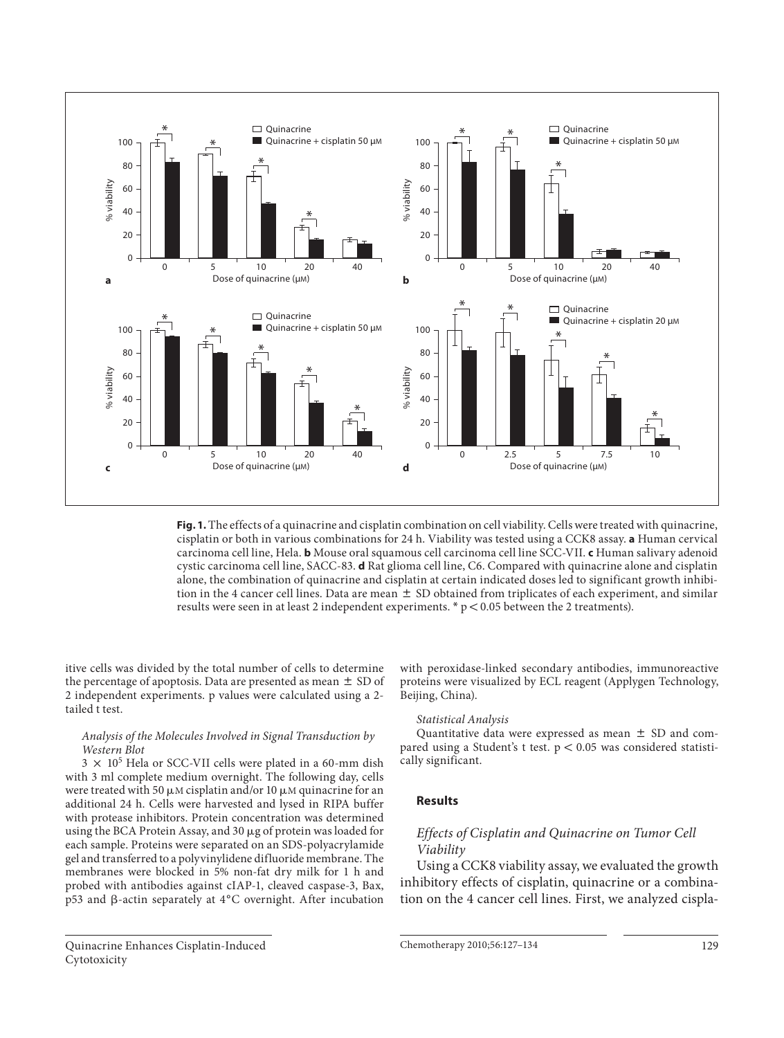**Fig. 1.** The effects of a quinacrine and cisplatin combination on cell viability. Cells were treated with quinacrine, cisplatin or both in various combinations for 24 h. Viability was tested using a CCK8 assay. **a** Human cervical carcinoma cell line, Hela. **b** Mouse oral squamous cell carcinoma cell line SCC-VII. **c** Human salivary adenoid cystic carcinoma cell line, SACC-83. **d** Rat glioma cell line, C6. Compared with quinacrine alone and cisplatin alone, the combination of quinacrine and cisplatin at certain indicated doses led to significant growth inhibition in the 4 cancer cell lines. Data are mean ± SD obtained from triplicates of each experiment, and similar results were seen in at least 2 independent experiments. * $p < 0.05$ between the 2 treatments).

itive cells was divided by the total number of cells to determine the percentage of apoptosis. Data are presented as mean ± SD of 2 independent experiments. p values were calculated using a 2-tailed t test.

*Analysis of the Molecules Involved in Signal Transduction by Western Blot*

$3 \times 10^5$ Hela or SCC-VII cells were plated in a 60-mm dish with 3 ml complete medium overnight. The following day, cells were treated with 50 μM cisplatin and/or 10 μM quinacrine for an additional 24 h. Cells were harvested and lysed in RIPA buffer with protease inhibitors. Protein concentration was determined using the BCA Protein Assay, and 30 μg of protein was loaded for each sample. Proteins were separated on an SDS-polyacrylamide gel and transferred to a polyvinylidene difluoride membrane. The membranes were blocked in 5% non-fat dry milk for 1 h and probed with antibodies against cIAP-1, cleaved caspase-3, Bax, p53 and β-actin separately at 4°C overnight. After incubation with peroxidase-linked secondary antibodies, immunoreactive proteins were visualized by ECL reagent (Applygen Technology, Beijing, China).

*Statistical Analysis*

Quantitative data were expressed as mean ± SD and compared using a Student's t test. $p < 0.05$ was considered statistically significant.

## Results

*Effects of Cisplatin and Quinacrine on Tumor Cell Viability*

Using a CCK8 viability assay, we evaluated the growth inhibitory effects of cisplatin, quinacrine or a combination on the 4 cancer cell lines. First, we analyzed cispla-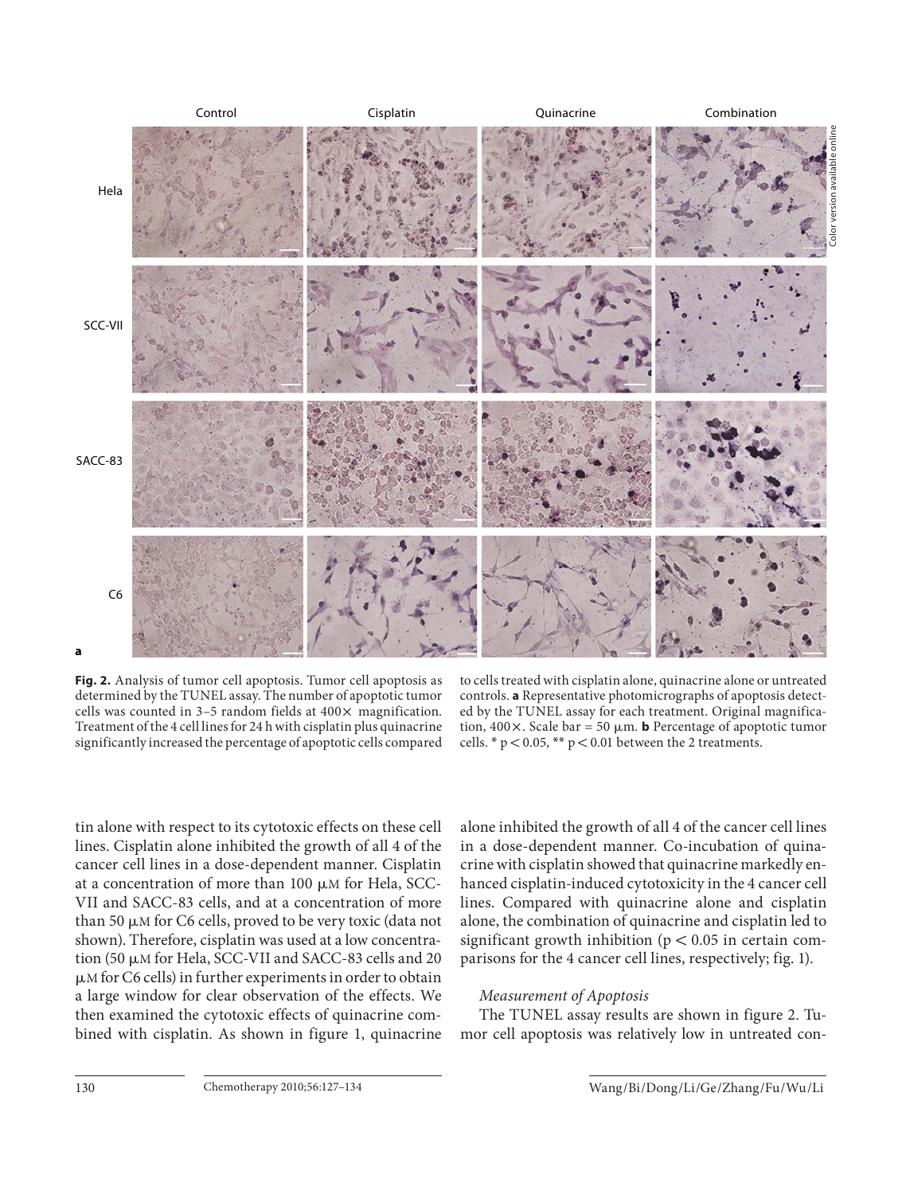Control Cisplatin Quinacrine Combination

Hela

SCC-VII

SACC-83

C6

a

**Fig. 2.** Analysis of tumor cell apoptosis. Tumor cell apoptosis as determined by the TUNEL assay. The number of apoptotic tumor cells was counted in 3–5 random fields at 400× magnification. Treatment of the 4 cell lines for 24 h with cisplatin plus quinacrine significantly increased the percentage of apoptotic cells compared to cells treated with cisplatin alone, quinacrine alone or untreated controls. **a** Representative photomicrographs of apoptosis detected by the TUNEL assay for each treatment. Original magnification, 400×. Scale bar = 50 μm. **b** Percentage of apoptotic tumor cells. * $p < 0.05$, ** $p < 0.01$ between the 2 treatments.

tin alone with respect to its cytotoxic effects on these cell lines. Cisplatin alone inhibited the growth of all 4 of the cancer cell lines in a dose-dependent manner. Cisplatin at a concentration of more than 100 μM for Hela, SCC-VII and SACC-83 cells, and at a concentration of more than 50 μM for C6 cells, proved to be very toxic (data not shown). Therefore, cisplatin was used at a low concentration (50 μM for Hela, SCC-VII and SACC-83 cells and 20 μM for C6 cells) in further experiments in order to obtain a large window for clear observation of the effects. We then examined the cytotoxic effects of quinacrine combined with cisplatin. As shown in figure 1, quinacrine alone inhibited the growth of all 4 of the cancer cell lines in a dose-dependent manner. Co-incubation of quinacrine with cisplatin showed that quinacrine markedly enhanced cisplatin-induced cytotoxicity in the 4 cancer cell lines. Compared with quinacrine alone and cisplatin alone, the combination of quinacrine and cisplatin led to significant growth inhibition ($p < 0.05$ in certain comparisons for the 4 cancer cell lines, respectively; fig. 1).

*Measurement of Apoptosis*

The TUNEL assay results are shown in figure 2. Tumor cell apoptosis was relatively low in untreated con-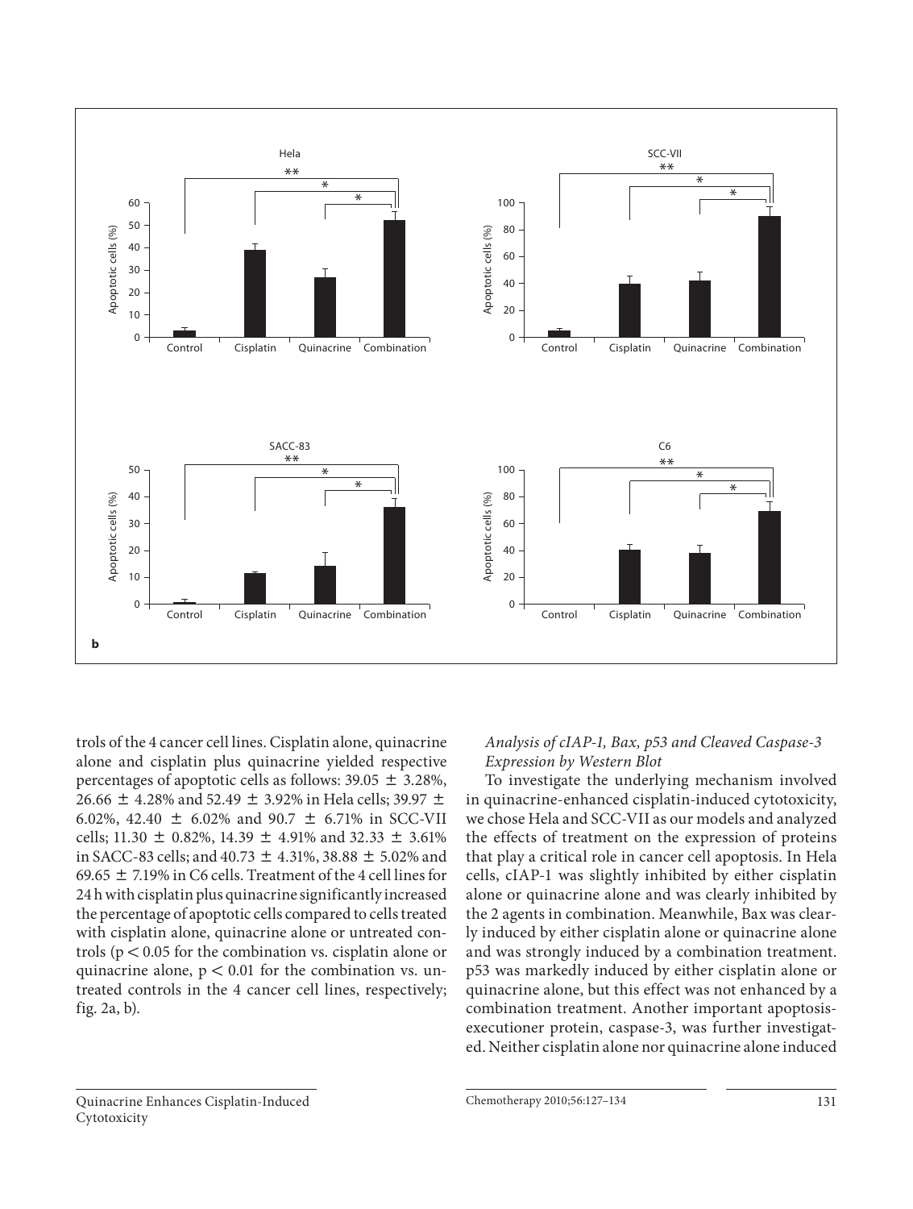trols of the 4 cancer cell lines. Cisplatin alone, quinacrine alone and cisplatin plus quinacrine yielded respective percentages of apoptotic cells as follows: 39.05 ± 3.28%, 26.66 ± 4.28% and 52.49 ± 3.92% in Hela cells; 39.97 ± 6.02%, 42.40 ± 6.02% and 90.7 ± 6.71% in SCC-VII cells; 11.30 ± 0.82%, 14.39 ± 4.91% and 32.33 ± 3.61% in SACC-83 cells; and 40.73 ± 4.31%, 38.88 ± 5.02% and 69.65 ± 7.19% in C6 cells. Treatment of the 4 cell lines for 24 h with cisplatin plus quinacrine significantly increased the percentage of apoptotic cells compared to cells treated with cisplatin alone, quinacrine alone or untreated controls ($p < 0.05$ for the combination vs. cisplatin alone or quinacrine alone, $p < 0.01$ for the combination vs. untreated controls in the 4 cancer cell lines, respectively; fig. 2a, b).

### *Analysis of cIAP-1, Bax, p53 and Cleaved Caspase-3 Expression by Western Blot*

To investigate the underlying mechanism involved in quinacrine-enhanced cisplatin-induced cytotoxicity, we chose Hela and SCC-VII as our models and analyzed the effects of treatment on the expression of proteins that play a critical role in cancer cell apoptosis. In Hela cells, cIAP-1 was slightly inhibited by either cisplatin alone or quinacrine alone and was clearly inhibited by the 2 agents in combination. Meanwhile, Bax was clearly induced by either cisplatin alone or quinacrine alone and was strongly induced by a combination treatment. p53 was markedly induced by either cisplatin alone or quinacrine alone, but this effect was not enhanced by a combination treatment. Another important apoptosis-executioner protein, caspase-3, was further investigated. Neither cisplatin alone nor quinacrine alone induced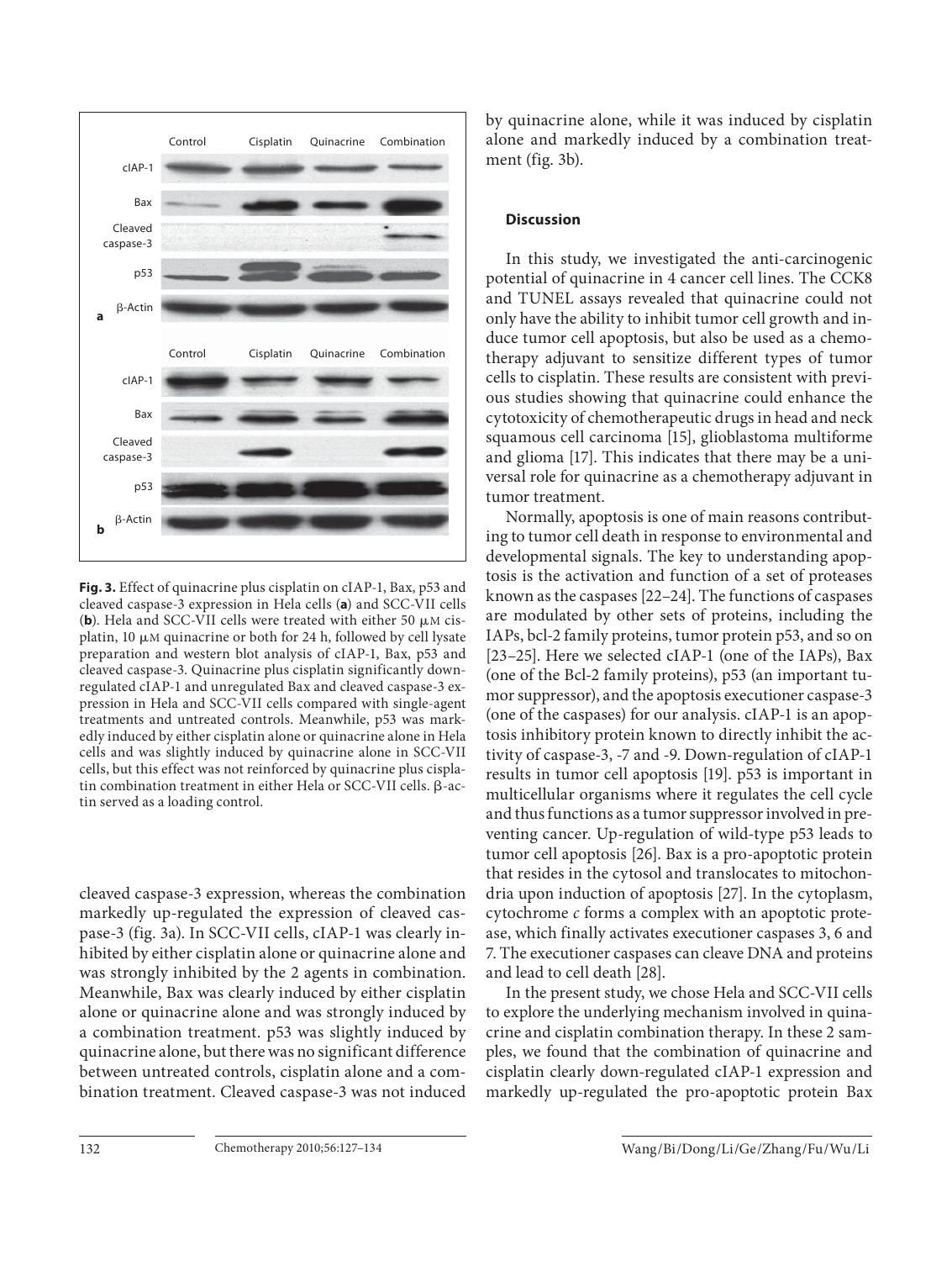**Fig. 3.** Effect of quinacrine plus cisplatin on cIAP-1, Bax, p53 and cleaved caspase-3 expression in Hela cells (**a**) and SCC-VII cells (**b**). Hela and SCC-VII cells were treated with either 50 μM cisplatin, 10 μM quinacrine or both for 24 h, followed by cell lysate preparation and western blot analysis of cIAP-1, Bax, p53 and cleaved caspase-3. Quinacrine plus cisplatin significantly down-regulated cIAP-1 and unregulated Bax and cleaved caspase-3 expression in Hela and SCC-VII cells compared with single-agent treatments and untreated controls. Meanwhile, p53 was markedly induced by either cisplatin alone or quinacrine alone in Hela cells and was slightly induced by quinacrine alone in SCC-VII cells, but this effect was not reinforced by quinacrine plus cisplatin combination treatment in either Hela or SCC-VII cells. β-actin served as a loading control.

cleaved caspase-3 expression, whereas the combination markedly up-regulated the expression of cleaved caspase-3 (fig. 3a). In SCC-VII cells, cIAP-1 was clearly inhibited by either cisplatin alone or quinacrine alone and was strongly inhibited by the 2 agents in combination. Meanwhile, Bax was clearly induced by either cisplatin alone or quinacrine alone and was strongly induced by a combination treatment. p53 was slightly induced by quinacrine alone, but there was no significant difference between untreated controls, cisplatin alone and a combination treatment. Cleaved caspase-3 was not induced by quinacrine alone, while it was induced by cisplatin alone and markedly induced by a combination treatment (fig. 3b).

### Discussion

In this study, we investigated the anti-carcinogenic potential of quinacrine in 4 cancer cell lines. The CCK8 and TUNEL assays revealed that quinacrine could not only have the ability to inhibit tumor cell growth and induce tumor cell apoptosis, but also be used as a chemotherapy adjuvant to sensitize different types of tumor cells to cisplatin. These results are consistent with previous studies showing that quinacrine could enhance the cytotoxicity of chemotherapeutic drugs in head and neck squamous cell carcinoma [15], glioblastoma multiforme and glioma [17]. This indicates that there may be a universal role for quinacrine as a chemotherapy adjuvant in tumor treatment.

Normally, apoptosis is one of main reasons contributing to tumor cell death in response to environmental and developmental signals. The key to understanding apoptosis is the activation and function of a set of proteases known as the caspases [22–24]. The functions of caspases are modulated by other sets of proteins, including the IAPs, bcl-2 family proteins, tumor protein p53, and so on [23–25]. Here we selected cIAP-1 (one of the IAPs), Bax (one of the Bcl-2 family proteins), p53 (an important tumor suppressor), and the apoptosis executioner caspase-3 (one of the caspases) for our analysis. cIAP-1 is an apoptosis inhibitory protein known to directly inhibit the activity of caspase-3, -7 and -9. Down-regulation of cIAP-1 results in tumor cell apoptosis [19]. p53 is important in multicellular organisms where it regulates the cell cycle and thus functions as a tumor suppressor involved in preventing cancer. Up-regulation of wild-type p53 leads to tumor cell apoptosis [26]. Bax is a pro-apoptotic protein that resides in the cytosol and translocates to mitochondria upon induction of apoptosis [27]. In the cytoplasm, cytochrome *c* forms a complex with an apoptotic protease, which finally activates executioner caspases 3, 6 and 7. The executioner caspases can cleave DNA and proteins and lead to cell death [28].

In the present study, we chose Hela and SCC-VII cells to explore the underlying mechanism involved in quinacrine and cisplatin combination therapy. In these 2 samples, we found that the combination of quinacrine and cisplatin clearly down-regulated cIAP-1 expression and markedly up-regulated the pro-apoptotic protein Bax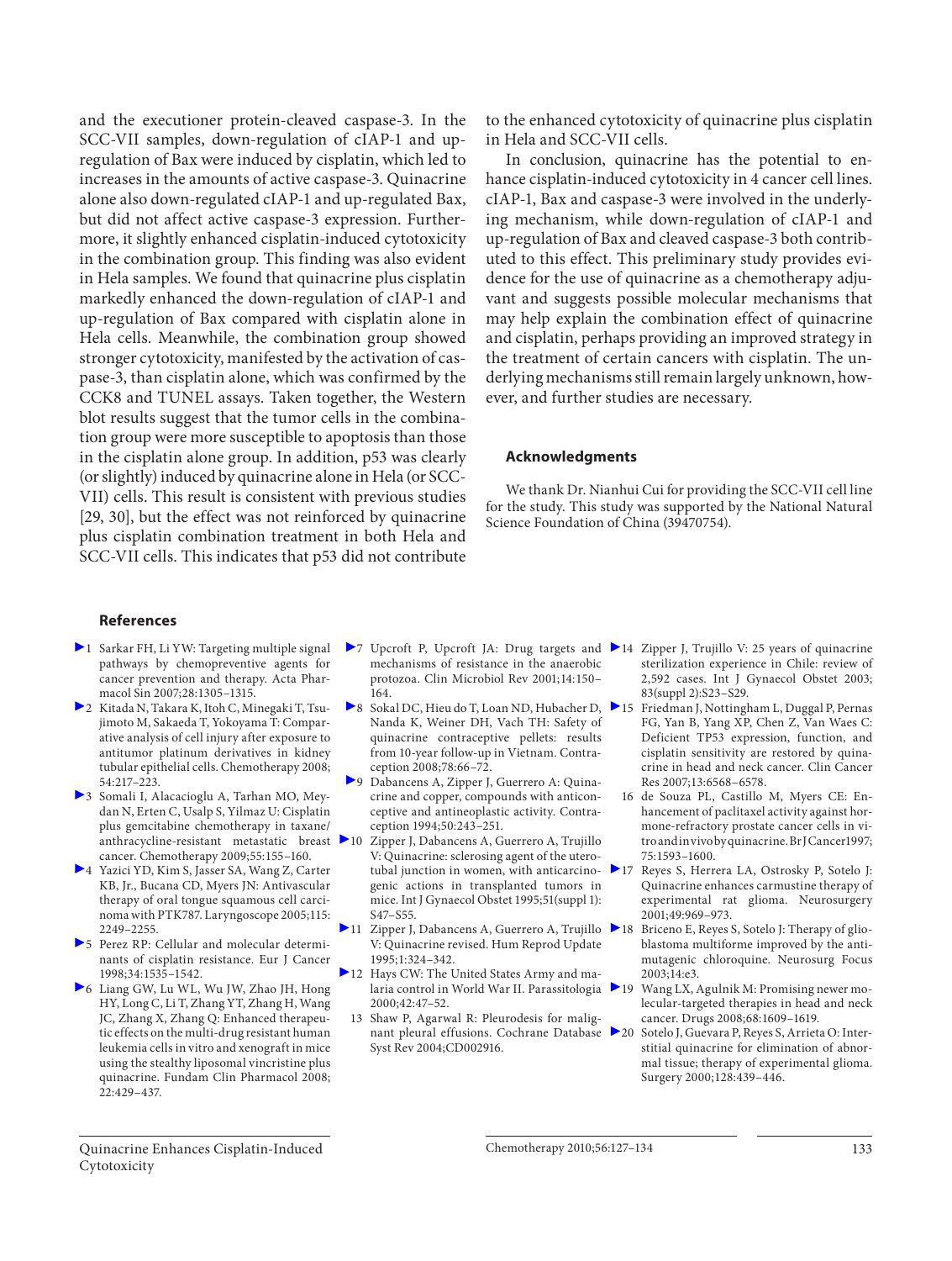and the executioner protein-cleaved caspase-3. In the SCC-VII samples, down-regulation of cIAP-1 and up-regulation of Bax were induced by cisplatin, which led to increases in the amounts of active caspase-3. Quinacrine alone also down-regulated cIAP-1 and up-regulated Bax, but did not affect active caspase-3 expression. Furthermore, it slightly enhanced cisplatin-induced cytotoxicity in the combination group. This finding was also evident in Hela samples. We found that quinacrine plus cisplatin markedly enhanced the down-regulation of cIAP-1 and up-regulation of Bax compared with cisplatin alone in Hela cells. Meanwhile, the combination group showed stronger cytotoxicity, manifested by the activation of caspase-3, than cisplatin alone, which was confirmed by the CCK8 and TUNEL assays. Taken together, the Western blot results suggest that the tumor cells in the combination group were more susceptible to apoptosis than those in the cisplatin alone group. In addition, p53 was clearly (or slightly) induced by quinacrine alone in Hela (or SCC-VII) cells. This result is consistent with previous studies [29, 30], but the effect was not reinforced by quinacrine plus cisplatin combination treatment in both Hela and SCC-VII cells. This indicates that p53 did not contribute to the enhanced cytotoxicity of quinacrine plus cisplatin in Hela and SCC-VII cells.

In conclusion, quinacrine has the potential to enhance cisplatin-induced cytotoxicity in 4 cancer cell lines. cIAP-1, Bax and caspase-3 were involved in the underlying mechanism, while down-regulation of cIAP-1 and up-regulation of Bax and cleaved caspase-3 both contributed to this effect. This preliminary study provides evidence for the use of quinacrine as a chemotherapy adjuvant and suggests possible molecular mechanisms that may help explain the combination effect of quinacrine and cisplatin, perhaps providing an improved strategy in the treatment of certain cancers with cisplatin. The underlying mechanisms still remain largely unknown, however, and further studies are necessary.

## Acknowledgments

We thank Dr. Nianhui Cui for providing the SCC-VII cell line for the study. This study was supported by the National Natural Science Foundation of China (39470754).

## References

1. Sarkar FH, Li YW: Targeting multiple signal pathways by chemopreventive agents for cancer prevention and therapy. Acta Pharmacol Sin 2007;28:1305–1315.
2. Kitada N, Takara K, Itoh C, Minegaki T, Tsujimoto M, Sakaeda T, Yokoyama T: Comparative analysis of cell injury after exposure to antitumor platinum derivatives in kidney tubular epithelial cells. Chemotherapy 2008;54:217–223.
3. Somali I, Alacacioglu A, Tarhan MO, Meydan N, Erten C, Usalp S, Yilmaz U: Cisplatin plus gemcitabine chemotherapy in taxane/anthracycline-resistant metastatic breast cancer. Chemotherapy 2009;55:155–160.
4. Yazici YD, Kim S, Jasser SA, Wang Z, Carter KB, Jr., Bucana CD, Myers JN: Antivascular therapy of oral tongue squamous cell carcinoma with PTK787. Laryngoscope 2005;115:2249–2255.
5. Perez RP: Cellular and molecular determinants of cisplatin resistance. Eur J Cancer 1998;34:1535–1542.
6. Liang GW, Lu WL, Wu JW, Zhao JH, Hong HY, Long C, Li T, Zhang YT, Zhang H, Wang JC, Zhang X, Zhang Q: Enhanced therapeutic effects on the multi-drug resistant human leukemia cells in vitro and xenograft in mice using the stealthy liposomal vincristine plus quinacrine. Fundam Clin Pharmacol 2008;22:429–437.
7. Upcroft P, Upcroft JA: Drug targets and mechanisms of resistance in the anaerobic protozoa. Clin Microbiol Rev 2001;14:150–164.
8. Sokal DC, Hieu do T, Loan ND, Hubacher D, Nanda K, Weiner DH, Vach TH: Safety of quinacrine contraceptive pellets: results from 10-year follow-up in Vietnam. Contraception 2008;78:66–72.
9. Dabancens A, Zipper J, Guerrero A: Quinacrine and copper, compounds with anticonceptive and antineoplastic activity. Contraception 1994;50:243–251.
10. Zipper J, Dabancens A, Guerrero A, Trujillo V: Quinacrine: sclerosing agent of the uterotubal junction in women, with anticarcinogenic actions in transplanted tumors in mice. Int J Gynaecol Obstet 1995;51(suppl 1):S47–S55.
11. Zipper J, Dabancens A, Guerrero A, Trujillo V: Quinacrine revised. Hum Reprod Update 1995;1:324–342.
12. Hays CW: The United States Army and malaria control in World War II. Parassitologia 2000;42:47–52.
13. Shaw P, Agarwal R: Pleurodesis for malignant pleural effusions. Cochrane Database Syst Rev 2004;CD002916.
14. Zipper J, Trujillo V: 25 years of quinacrine sterilization experience in Chile: review of 2,592 cases. Int J Gynaecol Obstet 2003;83(suppl 2):S23–S29.
15. Friedman J, Nottingham L, Duggal P, Pernas FG, Yan B, Yang XP, Chen Z, Van Waes C: Deficient TP53 expression, function, and cisplatin sensitivity are restored by quinacrine in head and neck cancer. Clin Cancer Res 2007;13:6568–6578.
16. de Souza PL, Castillo M, Myers CE: Enhancement of paclitaxel activity against hormone-refractory prostate cancer cells in vitro and in vivo by quinacrine. Br J Cancer 1997;75:1593–1600.
17. Reyes S, Herrera LA, Ostrosky P, Sotelo J: Quinacrine enhances carmustine therapy of experimental rat glioma. Neurosurgery 2001;49:969–973.
18. Briceno E, Reyes S, Sotelo J: Therapy of glioblastoma multiforme improved by the antimutagenic chloroquine. Neurosurg Focus 2003;14:e3.
19. Wang LX, Agulnik M: Promising newer molecular-targeted therapies in head and neck cancer. Drugs 2008;68:1609–1619.
20. Sotelo J, Guevara P, Reyes S, Arrieta O: Interstitial quinacrine for elimination of abnormal tissue; therapy of experimental glioma. Surgery 2000;128:439–446.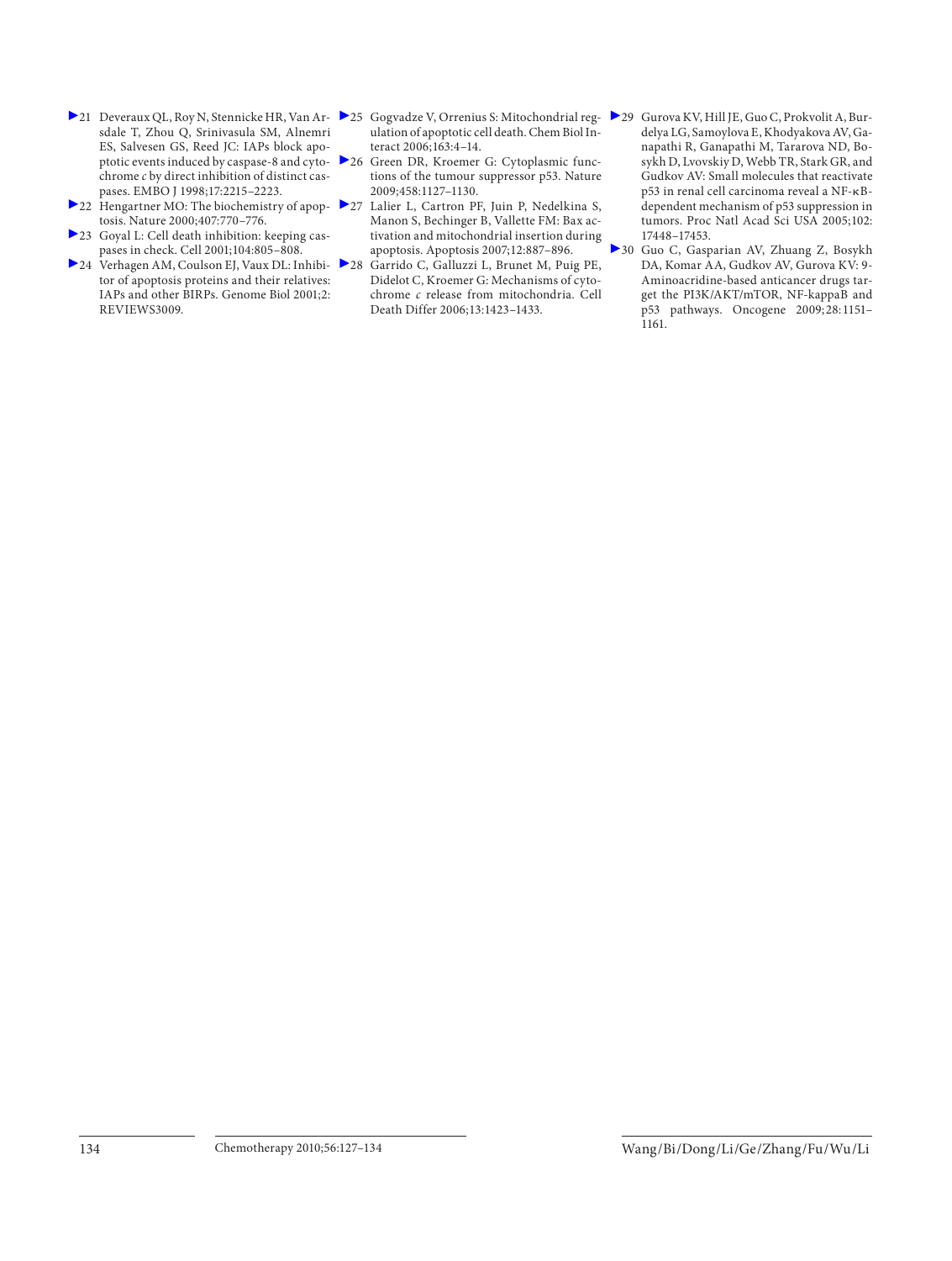21 Deveraux QL, Roy N, Stennicke HR, Van Arsdale T, Zhou Q, Srinivasula SM, Alnemri ES, Salvesen GS, Reed JC: IAPs block apoptotic events induced by caspase-8 and cytochrome *c* by direct inhibition of distinct caspases. EMBO J 1998;17:2215–2223.

22 Hengartner MO: The biochemistry of apoptosis. Nature 2000;407:770–776.

23 Goyal L: Cell death inhibition: keeping caspases in check. Cell 2001;104:805–808.

24 Verhagen AM, Coulson EJ, Vaux DL: Inhibitor of apoptosis proteins and their relatives: IAPs and other BIRPs. Genome Biol 2001;2: REVIEWS3009.

25 Gogvadze V, Orrenius S: Mitochondrial regulation of apoptotic cell death. Chem Biol Interact 2006;163:4–14.

26 Green DR, Kroemer G: Cytoplasmic functions of the tumour suppressor p53. Nature 2009;458:1127–1130.

27 Lalier L, Cartron PF, Juin P, Nedelkina S, Manon S, Bechinger B, Vallette FM: Bax activation and mitochondrial insertion during apoptosis. Apoptosis 2007;12:887–896.

28 Garrido C, Galluzzi L, Brunet M, Puig PE, Didelot C, Kroemer G: Mechanisms of cytochrome *c* release from mitochondria. Cell Death Differ 2006;13:1423–1433.

29 Gurova KV, Hill JE, Guo C, Prokvolit A, Burdelya LG, Samoylova E, Khodyakova AV, Ganapathi R, Ganapathi M, Tararova ND, Bosykh D, Lvovskiy D, Webb TR, Stark GR, and Gudkov AV: Small molecules that reactivate p53 in renal cell carcinoma reveal a NF-κB-dependent mechanism of p53 suppression in tumors. Proc Natl Acad Sci USA 2005;102: 17448–17453.

30 Guo C, Gasparian AV, Zhuang Z, Bosykh DA, Komar AA, Gudkov AV, Gurova KV: 9-Aminoacridine-based anticancer drugs target the PI3K/AKT/mTOR, NF-kappaB and p53 pathways. Oncogene 2009;28:1151–1161.